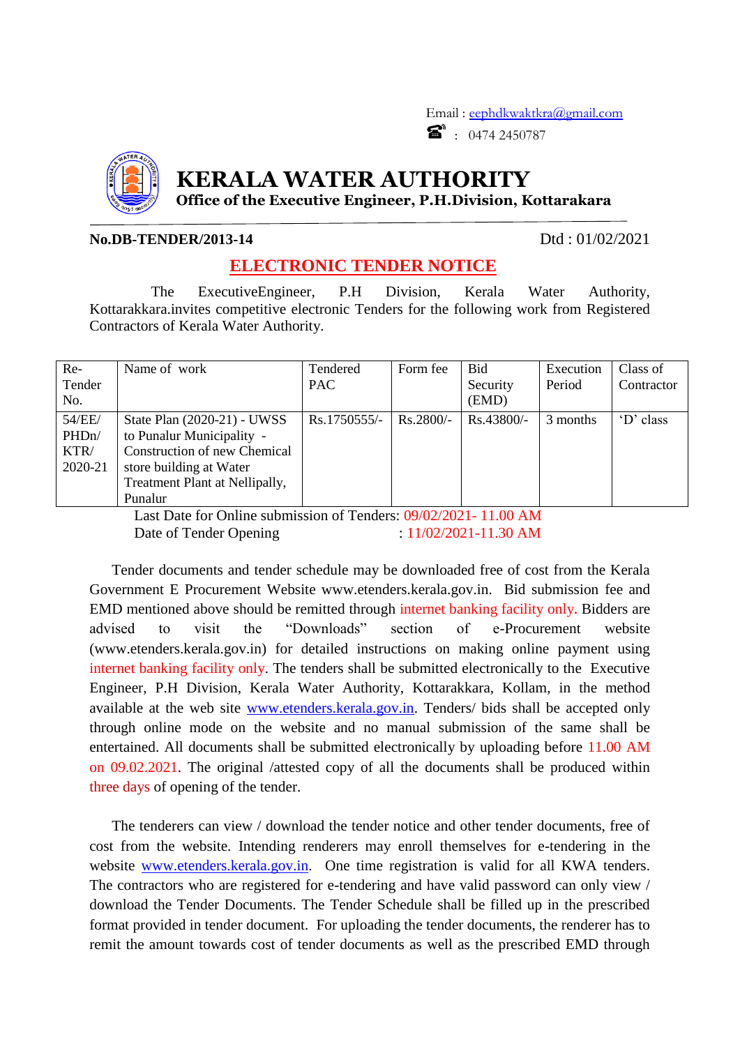Email : eephdkwaktkra@gmail.com

☎ : 0474 2450787

# KERALA WATER AUTHORITY

**Office of the Executive Engineer, P.H.Division, Kottarakara**

**No.DB-TENDER/2013-14** Dtd : 01/02/2021

## ELECTRONIC TENDER NOTICE

The ExecutiveEngineer, P.H Division, Kerala Water Authority, Kottarakkara.invites competitive electronic Tenders for the following work from Registered Contractors of Kerala Water Authority.

| Re-Tender No. | Name of work | Tendered PAC | Form fee | Bid Security (EMD) | Execution Period | Class of Contractor |
|---|---|---|---|---|---|---|
| 54/EE/ PHDn/ KTR/ 2020-21 | State Plan (2020-21) - UWSS to Punalur Municipality - Construction of new Chemical store building at Water Treatment Plant at Nellipally, Punalur | Rs.1750555/- | Rs.2800/- | Rs.43800/- | 3 months | 'D' class |

Last Date for Online submission of Tenders: 09/02/2021- 11.00 AM

Date of Tender Opening : 11/02/2021-11.30 AM

Tender documents and tender schedule may be downloaded free of cost from the Kerala Government E Procurement Website www.etenders.kerala.gov.in. Bid submission fee and EMD mentioned above should be remitted through internet banking facility only. Bidders are advised to visit the "Downloads" section of e-Procurement website (www.etenders.kerala.gov.in) for detailed instructions on making online payment using internet banking facility only. The tenders shall be submitted electronically to the Executive Engineer, P.H Division, Kerala Water Authority, Kottarakkara, Kollam, in the method available at the web site www.etenders.kerala.gov.in. Tenders/ bids shall be accepted only through online mode on the website and no manual submission of the same shall be entertained. All documents shall be submitted electronically by uploading before 11.00 AM on 09.02.2021. The original /attested copy of all the documents shall be produced within three days of opening of the tender.

The tenderers can view / download the tender notice and other tender documents, free of cost from the website. Intending renderers may enroll themselves for e-tendering in the website www.etenders.kerala.gov.in. One time registration is valid for all KWA tenders. The contractors who are registered for e-tendering and have valid password can only view / download the Tender Documents. The Tender Schedule shall be filled up in the prescribed format provided in tender document. For uploading the tender documents, the renderer has to remit the amount towards cost of tender documents as well as the prescribed EMD through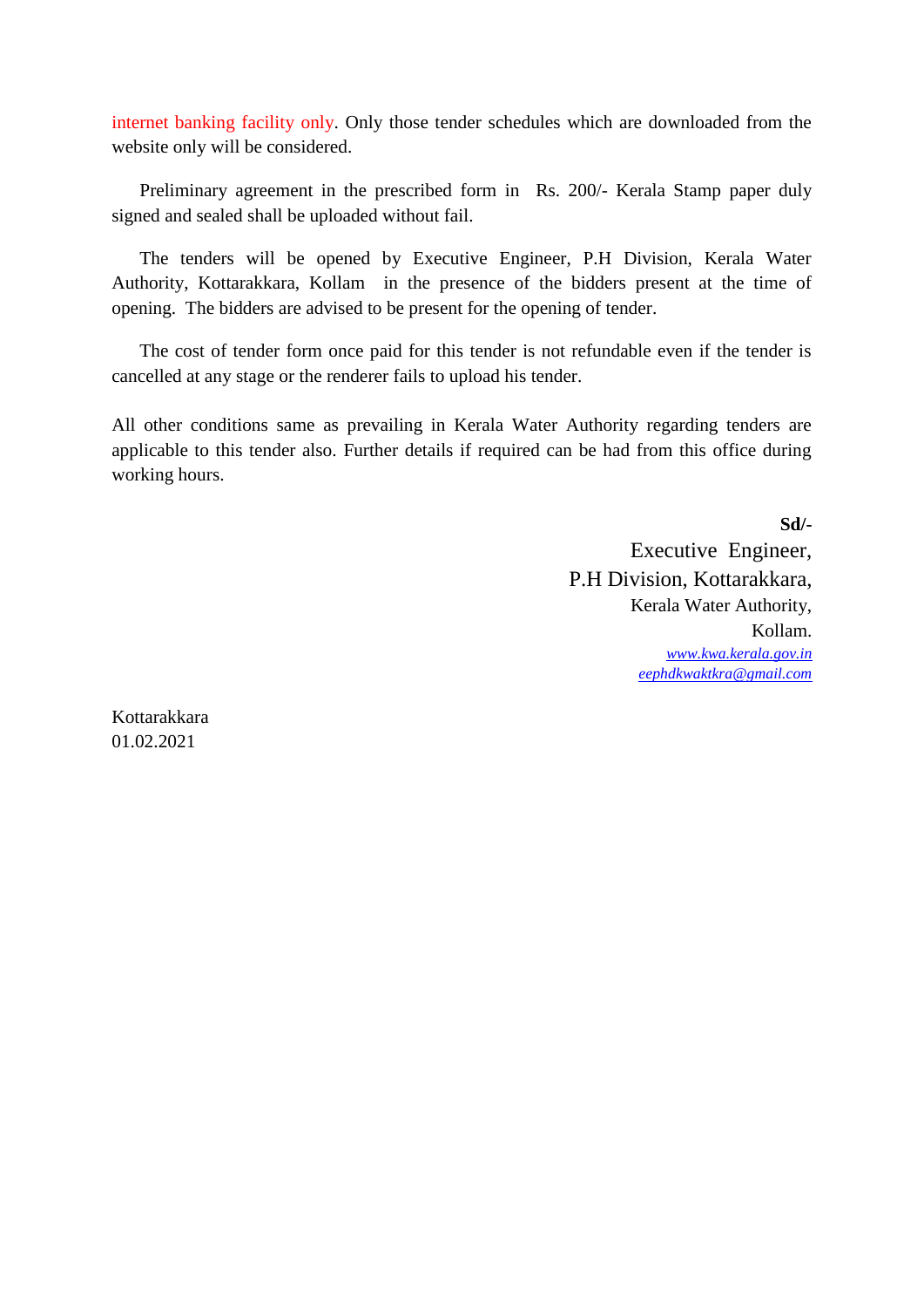internet banking facility only. Only those tender schedules which are downloaded from the website only will be considered.

Preliminary agreement in the prescribed form in Rs. 200/- Kerala Stamp paper duly signed and sealed shall be uploaded without fail.

The tenders will be opened by Executive Engineer, P.H Division, Kerala Water Authority, Kottarakkara, Kollam in the presence of the bidders present at the time of opening. The bidders are advised to be present for the opening of tender.

The cost of tender form once paid for this tender is not refundable even if the tender is cancelled at any stage or the renderer fails to upload his tender.

All other conditions same as prevailing in Kerala Water Authority regarding tenders are applicable to this tender also. Further details if required can be had from this office during working hours.

**Sd/-**
Executive Engineer,
P.H Division, Kottarakkara,
Kerala Water Authority,
Kollam.
*www.kwa.kerala.gov.in*
*eephdkwaktkra@gmail.com*

Kottarakkara
01.02.2021